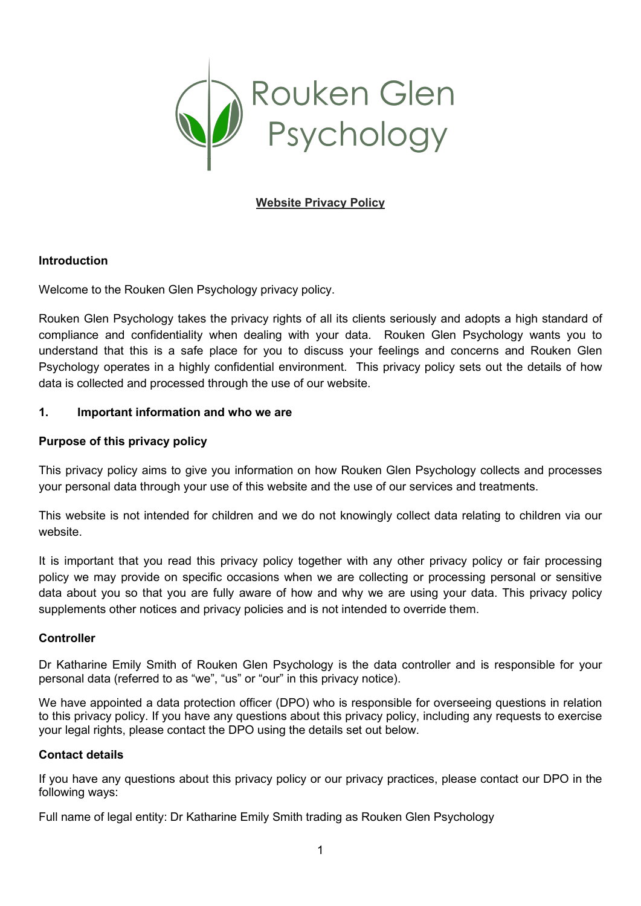Rouken Glen Psychology

**Website Privacy Policy**

**Introduction**

Welcome to the Rouken Glen Psychology privacy policy.

Rouken Glen Psychology takes the privacy rights of all its clients seriously and adopts a high standard of compliance and confidentiality when dealing with your data. Rouken Glen Psychology wants you to understand that this is a safe place for you to discuss your feelings and concerns and Rouken Glen Psychology operates in a highly confidential environment. This privacy policy sets out the details of how data is collected and processed through the use of our website.

**1. Important information and who we are**

**Purpose of this privacy policy**

This privacy policy aims to give you information on how Rouken Glen Psychology collects and processes your personal data through your use of this website and the use of our services and treatments.

This website is not intended for children and we do not knowingly collect data relating to children via our website.

It is important that you read this privacy policy together with any other privacy policy or fair processing policy we may provide on specific occasions when we are collecting or processing personal or sensitive data about you so that you are fully aware of how and why we are using your data. This privacy policy supplements other notices and privacy policies and is not intended to override them.

**Controller**

Dr Katharine Emily Smith of Rouken Glen Psychology is the data controller and is responsible for your personal data (referred to as "we", "us" or "our" in this privacy notice).

We have appointed a data protection officer (DPO) who is responsible for overseeing questions in relation to this privacy policy. If you have any questions about this privacy policy, including any requests to exercise your legal rights, please contact the DPO using the details set out below.

**Contact details**

If you have any questions about this privacy policy or our privacy practices, please contact our DPO in the following ways:

Full name of legal entity: Dr Katharine Emily Smith trading as Rouken Glen Psychology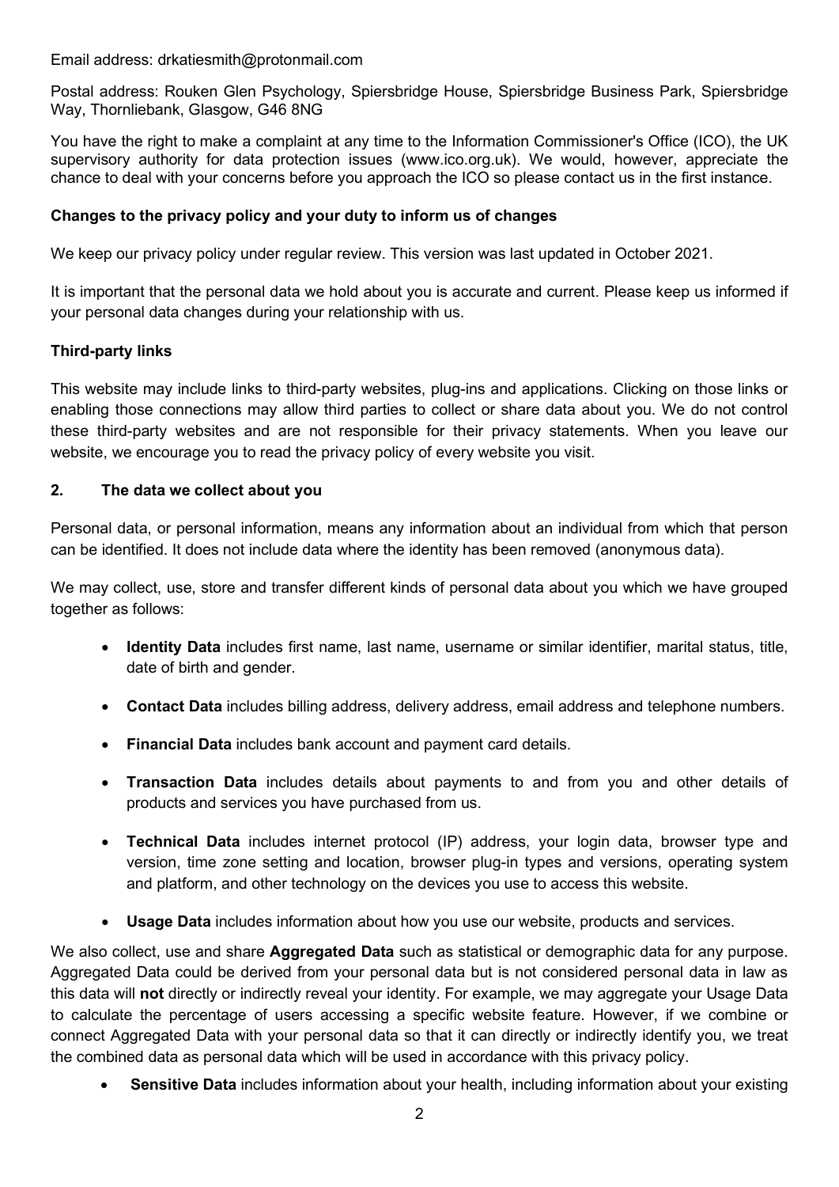Email address: drkatiesmith@protonmail.com

Postal address: Rouken Glen Psychology, Spiersbridge House, Spiersbridge Business Park, Spiersbridge Way, Thornliebank, Glasgow, G46 8NG

You have the right to make a complaint at any time to the Information Commissioner's Office (ICO), the UK supervisory authority for data protection issues (www.ico.org.uk). We would, however, appreciate the chance to deal with your concerns before you approach the ICO so please contact us in the first instance.

**Changes to the privacy policy and your duty to inform us of changes**

We keep our privacy policy under regular review. This version was last updated in October 2021.

It is important that the personal data we hold about you is accurate and current. Please keep us informed if your personal data changes during your relationship with us.

**Third-party links**

This website may include links to third-party websites, plug-ins and applications. Clicking on those links or enabling those connections may allow third parties to collect or share data about you. We do not control these third-party websites and are not responsible for their privacy statements. When you leave our website, we encourage you to read the privacy policy of every website you visit.

**2. The data we collect about you**

Personal data, or personal information, means any information about an individual from which that person can be identified. It does not include data where the identity has been removed (anonymous data).

We may collect, use, store and transfer different kinds of personal data about you which we have grouped together as follows:

- **Identity Data** includes first name, last name, username or similar identifier, marital status, title, date of birth and gender.
- **Contact Data** includes billing address, delivery address, email address and telephone numbers.
- **Financial Data** includes bank account and payment card details.
- **Transaction Data** includes details about payments to and from you and other details of products and services you have purchased from us.
- **Technical Data** includes internet protocol (IP) address, your login data, browser type and version, time zone setting and location, browser plug-in types and versions, operating system and platform, and other technology on the devices you use to access this website.
- **Usage Data** includes information about how you use our website, products and services.

We also collect, use and share **Aggregated Data** such as statistical or demographic data for any purpose. Aggregated Data could be derived from your personal data but is not considered personal data in law as this data will **not** directly or indirectly reveal your identity. For example, we may aggregate your Usage Data to calculate the percentage of users accessing a specific website feature. However, if we combine or connect Aggregated Data with your personal data so that it can directly or indirectly identify you, we treat the combined data as personal data which will be used in accordance with this privacy policy.

- **Sensitive Data** includes information about your health, including information about your existing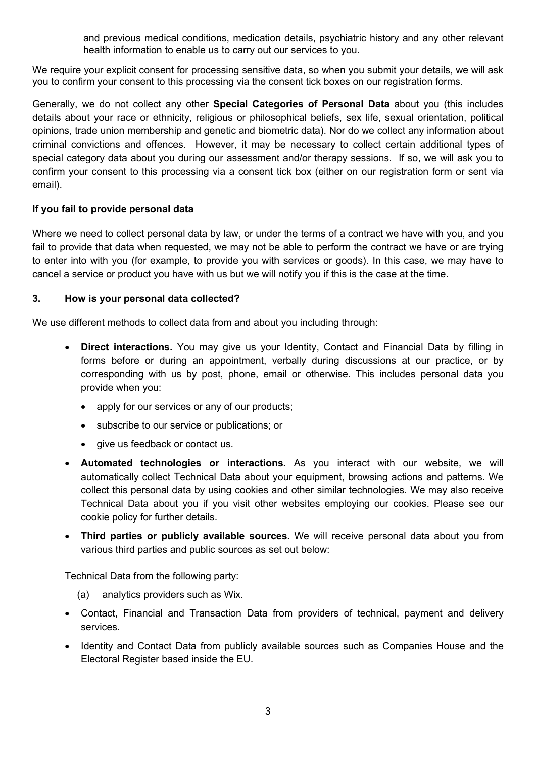and previous medical conditions, medication details, psychiatric history and any other relevant health information to enable us to carry out our services to you.

We require your explicit consent for processing sensitive data, so when you submit your details, we will ask you to confirm your consent to this processing via the consent tick boxes on our registration forms.

Generally, we do not collect any other **Special Categories of Personal Data** about you (this includes details about your race or ethnicity, religious or philosophical beliefs, sex life, sexual orientation, political opinions, trade union membership and genetic and biometric data). Nor do we collect any information about criminal convictions and offences. However, it may be necessary to collect certain additional types of special category data about you during our assessment and/or therapy sessions. If so, we will ask you to confirm your consent to this processing via a consent tick box (either on our registration form or sent via email).

**If you fail to provide personal data**

Where we need to collect personal data by law, or under the terms of a contract we have with you, and you fail to provide that data when requested, we may not be able to perform the contract we have or are trying to enter into with you (for example, to provide you with services or goods). In this case, we may have to cancel a service or product you have with us but we will notify you if this is the case at the time.

## 3. How is your personal data collected?

We use different methods to collect data from and about you including through:

- **Direct interactions.** You may give us your Identity, Contact and Financial Data by filling in forms before or during an appointment, verbally during discussions at our practice, or by corresponding with us by post, phone, email or otherwise. This includes personal data you provide when you:
  - apply for our services or any of our products;
  - subscribe to our service or publications; or
  - give us feedback or contact us.
- **Automated technologies or interactions.** As you interact with our website, we will automatically collect Technical Data about your equipment, browsing actions and patterns. We collect this personal data by using cookies and other similar technologies. We may also receive Technical Data about you if you visit other websites employing our cookies. Please see our cookie policy for further details.
- **Third parties or publicly available sources.** We will receive personal data about you from various third parties and public sources as set out below:

  Technical Data from the following party:

  (a) analytics providers such as Wix.

- Contact, Financial and Transaction Data from providers of technical, payment and delivery services.
- Identity and Contact Data from publicly available sources such as Companies House and the Electoral Register based inside the EU.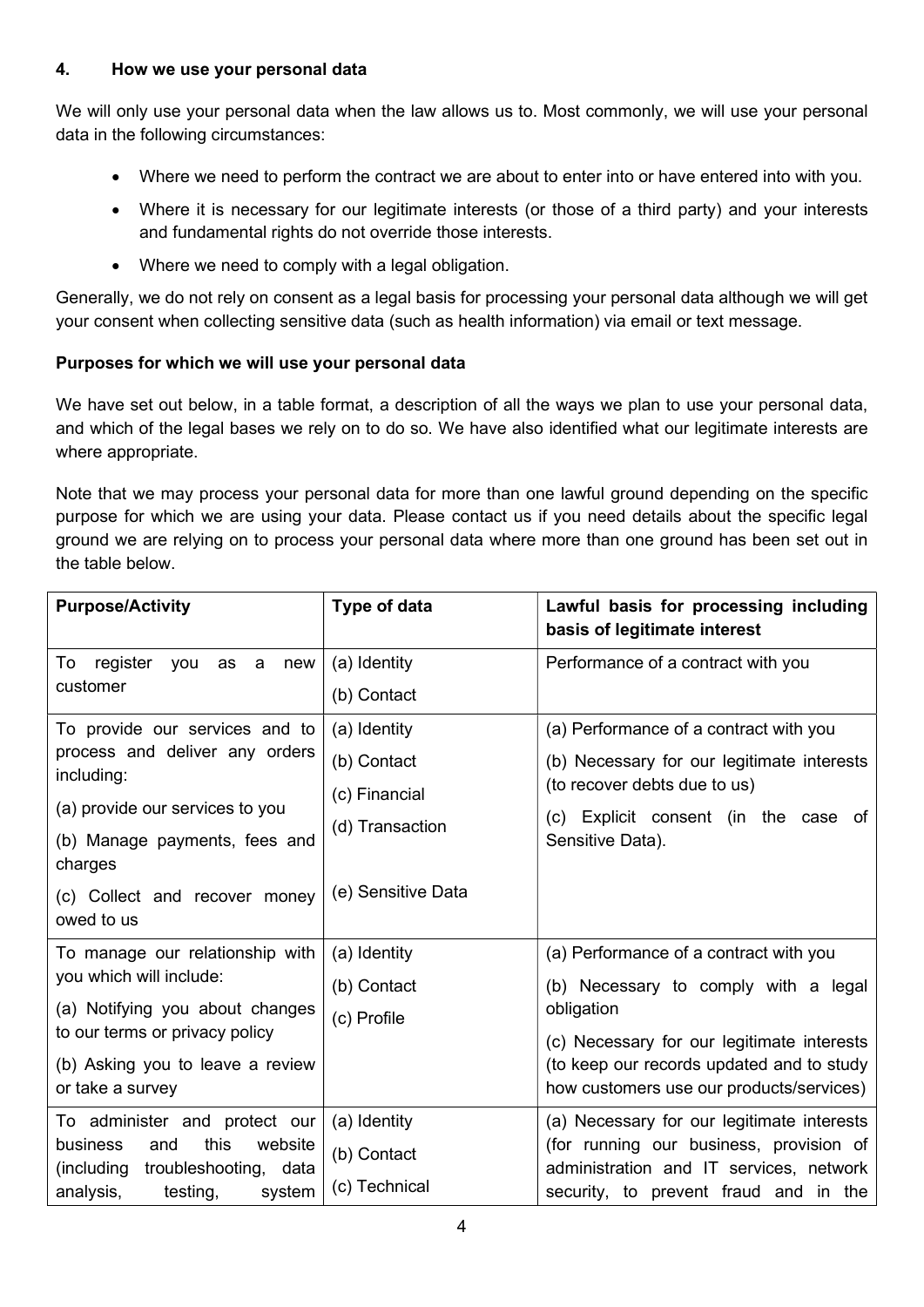## 4. How we use your personal data

We will only use your personal data when the law allows us to. Most commonly, we will use your personal data in the following circumstances:

- Where we need to perform the contract we are about to enter into or have entered into with you.
- Where it is necessary for our legitimate interests (or those of a third party) and your interests and fundamental rights do not override those interests.
- Where we need to comply with a legal obligation.

Generally, we do not rely on consent as a legal basis for processing your personal data although we will get your consent when collecting sensitive data (such as health information) via email or text message.

**Purposes for which we will use your personal data**

We have set out below, in a table format, a description of all the ways we plan to use your personal data, and which of the legal bases we rely on to do so. We have also identified what our legitimate interests are where appropriate.

Note that we may process your personal data for more than one lawful ground depending on the specific purpose for which we are using your data. Please contact us if you need details about the specific legal ground we are relying on to process your personal data where more than one ground has been set out in the table below.

| Purpose/Activity | Type of data | Lawful basis for processing including basis of legitimate interest |
|---|---|---|
| To register you as a new customer | (a) Identity<br>(b) Contact | Performance of a contract with you |
| To provide our services and to process and deliver any orders including:<br>(a) provide our services to you<br>(b) Manage payments, fees and charges<br>(c) Collect and recover money owed to us | (a) Identity<br>(b) Contact<br>(c) Financial<br>(d) Transaction<br>(e) Sensitive Data | (a) Performance of a contract with you<br>(b) Necessary for our legitimate interests (to recover debts due to us)<br>(c) Explicit consent (in the case of Sensitive Data). |
| To manage our relationship with you which will include:<br>(a) Notifying you about changes to our terms or privacy policy<br>(b) Asking you to leave a review or take a survey | (a) Identity<br>(b) Contact<br>(c) Profile | (a) Performance of a contract with you<br>(b) Necessary to comply with a legal obligation<br>(c) Necessary for our legitimate interests (to keep our records updated and to study how customers use our products/services) |
| To administer and protect our business and this website (including troubleshooting, data analysis, testing, system | (a) Identity<br>(b) Contact<br>(c) Technical | (a) Necessary for our legitimate interests (for running our business, provision of administration and IT services, network security, to prevent fraud and in the |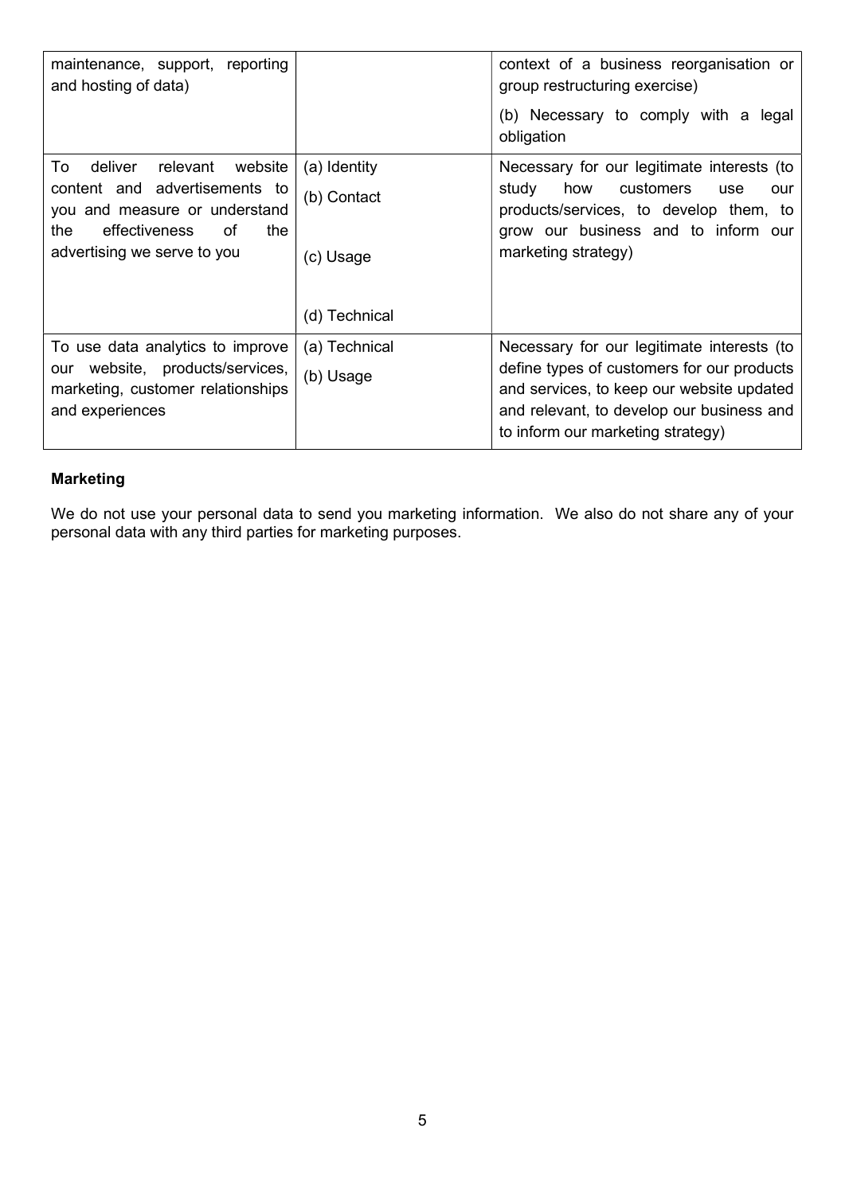| | | |
|---|---|---|
| maintenance, support, reporting and hosting of data) | | context of a business reorganisation or group restructuring exercise)<br><br>(b) Necessary to comply with a legal obligation |
| To deliver relevant website content and advertisements to you and measure or understand the effectiveness of the advertising we serve to you | (a) Identity<br><br>(b) Contact<br><br>(c) Usage<br><br>(d) Technical | Necessary for our legitimate interests (to study how customers use our products/services, to develop them, to grow our business and to inform our marketing strategy) |
| To use data analytics to improve our website, products/services, marketing, customer relationships and experiences | (a) Technical<br><br>(b) Usage | Necessary for our legitimate interests (to define types of customers for our products and services, to keep our website updated and relevant, to develop our business and to inform our marketing strategy) |

**Marketing**

We do not use your personal data to send you marketing information. We also do not share any of your personal data with any third parties for marketing purposes.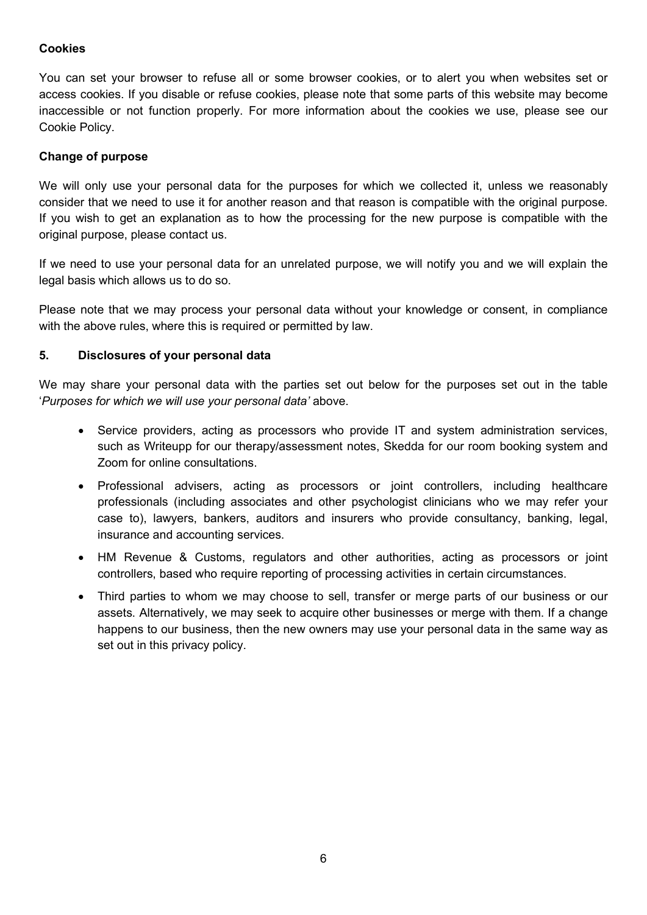**Cookies**

You can set your browser to refuse all or some browser cookies, or to alert you when websites set or access cookies. If you disable or refuse cookies, please note that some parts of this website may become inaccessible or not function properly. For more information about the cookies we use, please see our Cookie Policy.

**Change of purpose**

We will only use your personal data for the purposes for which we collected it, unless we reasonably consider that we need to use it for another reason and that reason is compatible with the original purpose. If you wish to get an explanation as to how the processing for the new purpose is compatible with the original purpose, please contact us.

If we need to use your personal data for an unrelated purpose, we will notify you and we will explain the legal basis which allows us to do so.

Please note that we may process your personal data without your knowledge or consent, in compliance with the above rules, where this is required or permitted by law.

## 5. Disclosures of your personal data

We may share your personal data with the parties set out below for the purposes set out in the table '*Purposes for which we will use your personal data'* above.

- Service providers, acting as processors who provide IT and system administration services, such as Writeupp for our therapy/assessment notes, Skedda for our room booking system and Zoom for online consultations.
- Professional advisers, acting as processors or joint controllers, including healthcare professionals (including associates and other psychologist clinicians who we may refer your case to), lawyers, bankers, auditors and insurers who provide consultancy, banking, legal, insurance and accounting services.
- HM Revenue & Customs, regulators and other authorities, acting as processors or joint controllers, based who require reporting of processing activities in certain circumstances.
- Third parties to whom we may choose to sell, transfer or merge parts of our business or our assets. Alternatively, we may seek to acquire other businesses or merge with them. If a change happens to our business, then the new owners may use your personal data in the same way as set out in this privacy policy.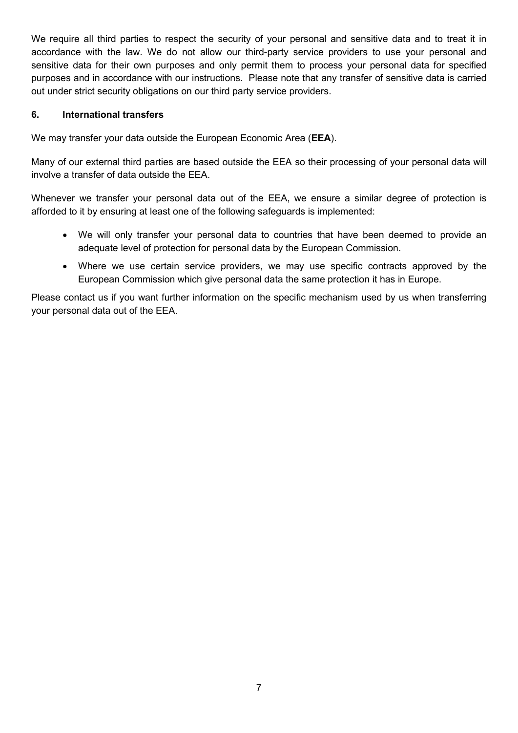We require all third parties to respect the security of your personal and sensitive data and to treat it in accordance with the law. We do not allow our third-party service providers to use your personal and sensitive data for their own purposes and only permit them to process your personal data for specified purposes and in accordance with our instructions.  Please note that any transfer of sensitive data is carried out under strict security obligations on our third party service providers.

## 6. International transfers

We may transfer your data outside the European Economic Area (**EEA**).

Many of our external third parties are based outside the EEA so their processing of your personal data will involve a transfer of data outside the EEA.

Whenever we transfer your personal data out of the EEA, we ensure a similar degree of protection is afforded to it by ensuring at least one of the following safeguards is implemented:

- We will only transfer your personal data to countries that have been deemed to provide an adequate level of protection for personal data by the European Commission.
- Where we use certain service providers, we may use specific contracts approved by the European Commission which give personal data the same protection it has in Europe.

Please contact us if you want further information on the specific mechanism used by us when transferring your personal data out of the EEA.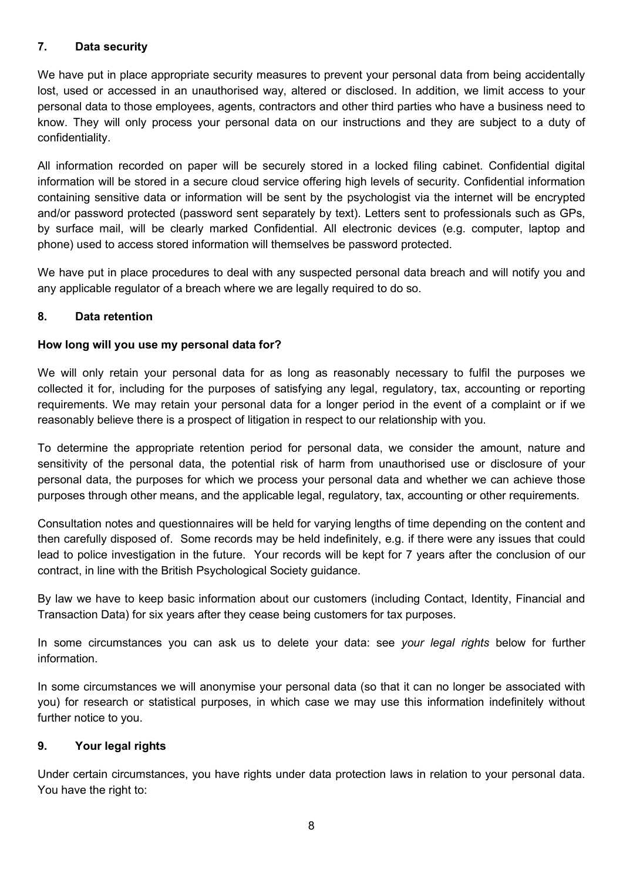## 7. Data security

We have put in place appropriate security measures to prevent your personal data from being accidentally lost, used or accessed in an unauthorised way, altered or disclosed. In addition, we limit access to your personal data to those employees, agents, contractors and other third parties who have a business need to know. They will only process your personal data on our instructions and they are subject to a duty of confidentiality.

All information recorded on paper will be securely stored in a locked filing cabinet. Confidential digital information will be stored in a secure cloud service offering high levels of security. Confidential information containing sensitive data or information will be sent by the psychologist via the internet will be encrypted and/or password protected (password sent separately by text). Letters sent to professionals such as GPs, by surface mail, will be clearly marked Confidential. All electronic devices (e.g. computer, laptop and phone) used to access stored information will themselves be password protected.

We have put in place procedures to deal with any suspected personal data breach and will notify you and any applicable regulator of a breach where we are legally required to do so.

## 8. Data retention

### How long will you use my personal data for?

We will only retain your personal data for as long as reasonably necessary to fulfil the purposes we collected it for, including for the purposes of satisfying any legal, regulatory, tax, accounting or reporting requirements. We may retain your personal data for a longer period in the event of a complaint or if we reasonably believe there is a prospect of litigation in respect to our relationship with you.

To determine the appropriate retention period for personal data, we consider the amount, nature and sensitivity of the personal data, the potential risk of harm from unauthorised use or disclosure of your personal data, the purposes for which we process your personal data and whether we can achieve those purposes through other means, and the applicable legal, regulatory, tax, accounting or other requirements.

Consultation notes and questionnaires will be held for varying lengths of time depending on the content and then carefully disposed of. Some records may be held indefinitely, e.g. if there were any issues that could lead to police investigation in the future. Your records will be kept for 7 years after the conclusion of our contract, in line with the British Psychological Society guidance.

By law we have to keep basic information about our customers (including Contact, Identity, Financial and Transaction Data) for six years after they cease being customers for tax purposes.

In some circumstances you can ask us to delete your data: see *your legal rights* below for further information.

In some circumstances we will anonymise your personal data (so that it can no longer be associated with you) for research or statistical purposes, in which case we may use this information indefinitely without further notice to you.

## 9. Your legal rights

Under certain circumstances, you have rights under data protection laws in relation to your personal data. You have the right to: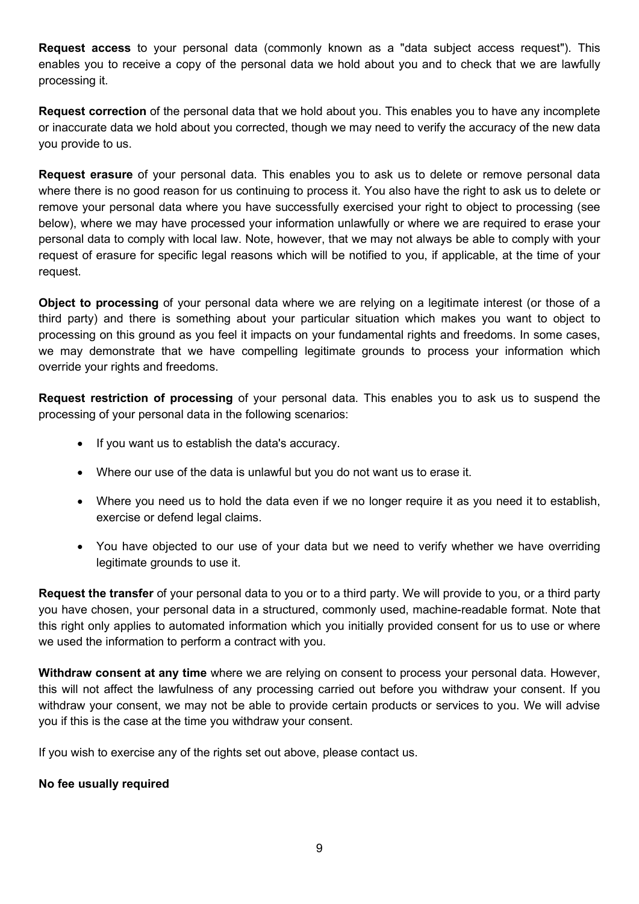**Request access** to your personal data (commonly known as a "data subject access request"). This enables you to receive a copy of the personal data we hold about you and to check that we are lawfully processing it.

**Request correction** of the personal data that we hold about you. This enables you to have any incomplete or inaccurate data we hold about you corrected, though we may need to verify the accuracy of the new data you provide to us.

**Request erasure** of your personal data. This enables you to ask us to delete or remove personal data where there is no good reason for us continuing to process it. You also have the right to ask us to delete or remove your personal data where you have successfully exercised your right to object to processing (see below), where we may have processed your information unlawfully or where we are required to erase your personal data to comply with local law. Note, however, that we may not always be able to comply with your request of erasure for specific legal reasons which will be notified to you, if applicable, at the time of your request.

**Object to processing** of your personal data where we are relying on a legitimate interest (or those of a third party) and there is something about your particular situation which makes you want to object to processing on this ground as you feel it impacts on your fundamental rights and freedoms. In some cases, we may demonstrate that we have compelling legitimate grounds to process your information which override your rights and freedoms.

**Request restriction of processing** of your personal data. This enables you to ask us to suspend the processing of your personal data in the following scenarios:

- If you want us to establish the data's accuracy.
- Where our use of the data is unlawful but you do not want us to erase it.
- Where you need us to hold the data even if we no longer require it as you need it to establish, exercise or defend legal claims.
- You have objected to our use of your data but we need to verify whether we have overriding legitimate grounds to use it.

**Request the transfer** of your personal data to you or to a third party. We will provide to you, or a third party you have chosen, your personal data in a structured, commonly used, machine-readable format. Note that this right only applies to automated information which you initially provided consent for us to use or where we used the information to perform a contract with you.

**Withdraw consent at any time** where we are relying on consent to process your personal data. However, this will not affect the lawfulness of any processing carried out before you withdraw your consent. If you withdraw your consent, we may not be able to provide certain products or services to you. We will advise you if this is the case at the time you withdraw your consent.

If you wish to exercise any of the rights set out above, please contact us.

**No fee usually required**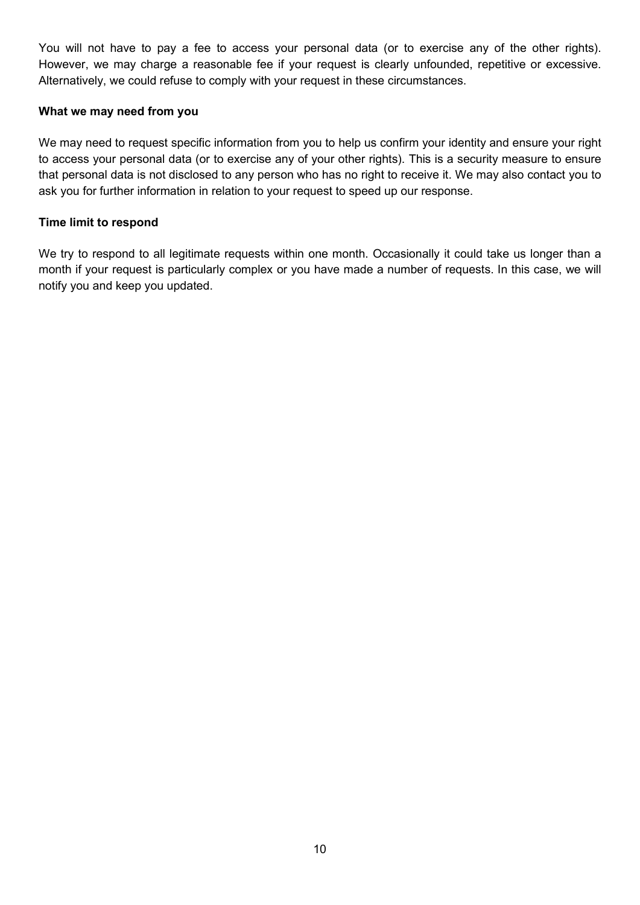You will not have to pay a fee to access your personal data (or to exercise any of the other rights). However, we may charge a reasonable fee if your request is clearly unfounded, repetitive or excessive. Alternatively, we could refuse to comply with your request in these circumstances.

**What we may need from you**

We may need to request specific information from you to help us confirm your identity and ensure your right to access your personal data (or to exercise any of your other rights). This is a security measure to ensure that personal data is not disclosed to any person who has no right to receive it. We may also contact you to ask you for further information in relation to your request to speed up our response.

**Time limit to respond**

We try to respond to all legitimate requests within one month. Occasionally it could take us longer than a month if your request is particularly complex or you have made a number of requests. In this case, we will notify you and keep you updated.